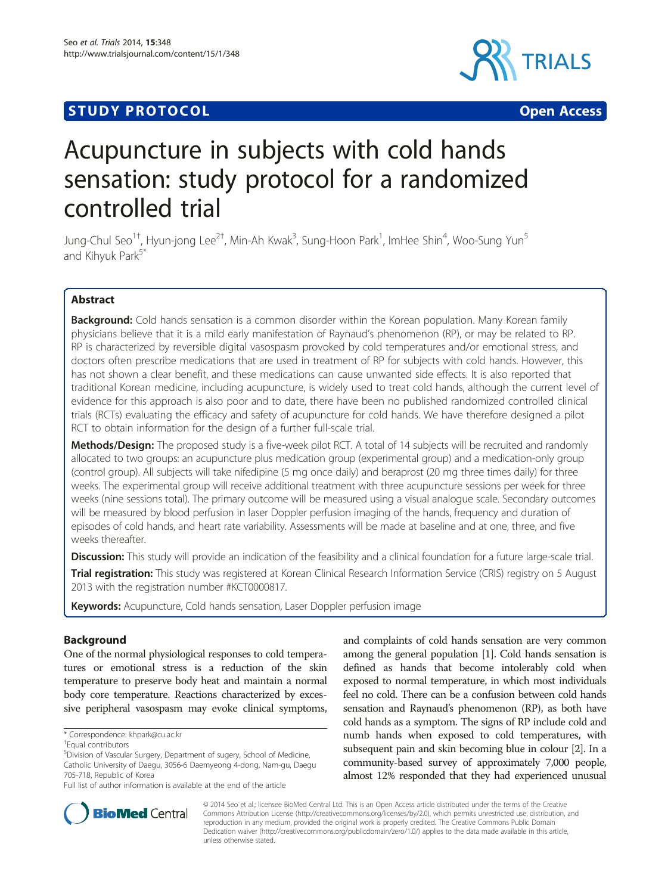STUDY PROTOCOL Open Access

# Acupuncture in subjects with cold hands sensation: study protocol for a randomized controlled trial

Jung-Chul Seo[1†], Hyun-jong Lee[2†], Min-Ah Kwak[3], Sung-Hoon Park[1], ImHee Shin[4], Woo-Sung Yun[5] and Kihyuk Park[5*]

## Abstract

**Background:** Cold hands sensation is a common disorder within the Korean population. Many Korean family physicians believe that it is a mild early manifestation of Raynaud's phenomenon (RP), or may be related to RP. RP is characterized by reversible digital vasospasm provoked by cold temperatures and/or emotional stress, and doctors often prescribe medications that are used in treatment of RP for subjects with cold hands. However, this has not shown a clear benefit, and these medications can cause unwanted side effects. It is also reported that traditional Korean medicine, including acupuncture, is widely used to treat cold hands, although the current level of evidence for this approach is also poor and to date, there have been no published randomized controlled clinical trials (RCTs) evaluating the efficacy and safety of acupuncture for cold hands. We have therefore designed a pilot RCT to obtain information for the design of a further full-scale trial.

**Methods/Design:** The proposed study is a five-week pilot RCT. A total of 14 subjects will be recruited and randomly allocated to two groups: an acupuncture plus medication group (experimental group) and a medication-only group (control group). All subjects will take nifedipine (5 mg once daily) and beraprost (20 mg three times daily) for three weeks. The experimental group will receive additional treatment with three acupuncture sessions per week for three weeks (nine sessions total). The primary outcome will be measured using a visual analogue scale. Secondary outcomes will be measured by blood perfusion in laser Doppler perfusion imaging of the hands, frequency and duration of episodes of cold hands, and heart rate variability. Assessments will be made at baseline and at one, three, and five weeks thereafter.

**Discussion:** This study will provide an indication of the feasibility and a clinical foundation for a future large-scale trial.

**Trial registration:** This study was registered at Korean Clinical Research Information Service (CRIS) registry on 5 August 2013 with the registration number #KCT0000817.

**Keywords:** Acupuncture, Cold hands sensation, Laser Doppler perfusion image

## Background

One of the normal physiological responses to cold temperatures or emotional stress is a reduction of the skin temperature to preserve body heat and maintain a normal body core temperature. Reactions characterized by excessive peripheral vasospasm may evoke clinical symptoms, and complaints of cold hands sensation are very common among the general population [1]. Cold hands sensation is defined as hands that become intolerably cold when exposed to normal temperature, in which most individuals feel no cold. There can be a confusion between cold hands sensation and Raynaud's phenomenon (RP), as both have cold hands as a symptom. The signs of RP include cold and numb hands when exposed to cold temperatures, with subsequent pain and skin becoming blue in colour [2]. In a community-based survey of approximately 7,000 people, almost 12% responded that they had experienced unusual

\* Correspondence: khpark@cu.ac.kr

†Equal contributors

[5]Division of Vascular Surgery, Department of sugery, School of Medicine, Catholic University of Daegu, 3056-6 Daemyeong 4-dong, Nam-gu, Daegu 705-718, Republic of Korea

Full list of author information is available at the end of the article

© 2014 Seo et al.; licensee BioMed Central Ltd. This is an Open Access article distributed under the terms of the Creative Commons Attribution License (http://creativecommons.org/licenses/by/2.0), which permits unrestricted use, distribution, and reproduction in any medium, provided the original work is properly credited. The Creative Commons Public Domain Dedication waiver (http://creativecommons.org/publicdomain/zero/1.0/) applies to the data made available in this article, unless otherwise stated.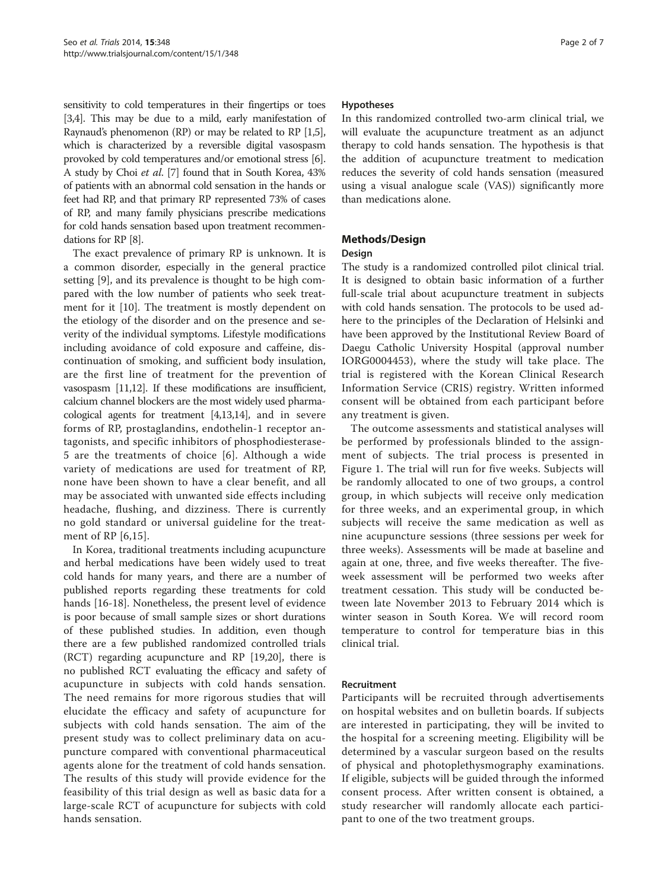sensitivity to cold temperatures in their fingertips or toes [3,4]. This may be due to a mild, early manifestation of Raynaud's phenomenon (RP) or may be related to RP [1,5], which is characterized by a reversible digital vasospasm provoked by cold temperatures and/or emotional stress [6]. A study by Choi *et al*. [7] found that in South Korea, 43% of patients with an abnormal cold sensation in the hands or feet had RP, and that primary RP represented 73% of cases of RP, and many family physicians prescribe medications for cold hands sensation based upon treatment recommendations for RP [8].

The exact prevalence of primary RP is unknown. It is a common disorder, especially in the general practice setting [9], and its prevalence is thought to be high compared with the low number of patients who seek treatment for it [10]. The treatment is mostly dependent on the etiology of the disorder and on the presence and severity of the individual symptoms. Lifestyle modifications including avoidance of cold exposure and caffeine, discontinuation of smoking, and sufficient body insulation, are the first line of treatment for the prevention of vasospasm [11,12]. If these modifications are insufficient, calcium channel blockers are the most widely used pharmacological agents for treatment [4,13,14], and in severe forms of RP, prostaglandins, endothelin-1 receptor antagonists, and specific inhibitors of phosphodiesterase-5 are the treatments of choice [6]. Although a wide variety of medications are used for treatment of RP, none have been shown to have a clear benefit, and all may be associated with unwanted side effects including headache, flushing, and dizziness. There is currently no gold standard or universal guideline for the treatment of RP [6,15].

In Korea, traditional treatments including acupuncture and herbal medications have been widely used to treat cold hands for many years, and there are a number of published reports regarding these treatments for cold hands [16-18]. Nonetheless, the present level of evidence is poor because of small sample sizes or short durations of these published studies. In addition, even though there are a few published randomized controlled trials (RCT) regarding acupuncture and RP [19,20], there is no published RCT evaluating the efficacy and safety of acupuncture in subjects with cold hands sensation. The need remains for more rigorous studies that will elucidate the efficacy and safety of acupuncture for subjects with cold hands sensation. The aim of the present study was to collect preliminary data on acupuncture compared with conventional pharmaceutical agents alone for the treatment of cold hands sensation. The results of this study will provide evidence for the feasibility of this trial design as well as basic data for a large-scale RCT of acupuncture for subjects with cold hands sensation.

### Hypotheses

In this randomized controlled two-arm clinical trial, we will evaluate the acupuncture treatment as an adjunct therapy to cold hands sensation. The hypothesis is that the addition of acupuncture treatment to medication reduces the severity of cold hands sensation (measured using a visual analogue scale (VAS)) significantly more than medications alone.

## Methods/Design

### Design

The study is a randomized controlled pilot clinical trial. It is designed to obtain basic information of a further full-scale trial about acupuncture treatment in subjects with cold hands sensation. The protocols to be used adhere to the principles of the Declaration of Helsinki and have been approved by the Institutional Review Board of Daegu Catholic University Hospital (approval number IORG0004453), where the study will take place. The trial is registered with the Korean Clinical Research Information Service (CRIS) registry. Written informed consent will be obtained from each participant before any treatment is given.

The outcome assessments and statistical analyses will be performed by professionals blinded to the assignment of subjects. The trial process is presented in Figure 1. The trial will run for five weeks. Subjects will be randomly allocated to one of two groups, a control group, in which subjects will receive only medication for three weeks, and an experimental group, in which subjects will receive the same medication as well as nine acupuncture sessions (three sessions per week for three weeks). Assessments will be made at baseline and again at one, three, and five weeks thereafter. The five-week assessment will be performed two weeks after treatment cessation. This study will be conducted between late November 2013 to February 2014 which is winter season in South Korea. We will record room temperature to control for temperature bias in this clinical trial.

### Recruitment

Participants will be recruited through advertisements on hospital websites and on bulletin boards. If subjects are interested in participating, they will be invited to the hospital for a screening meeting. Eligibility will be determined by a vascular surgeon based on the results of physical and photoplethysmography examinations. If eligible, subjects will be guided through the informed consent process. After written consent is obtained, a study researcher will randomly allocate each participant to one of the two treatment groups.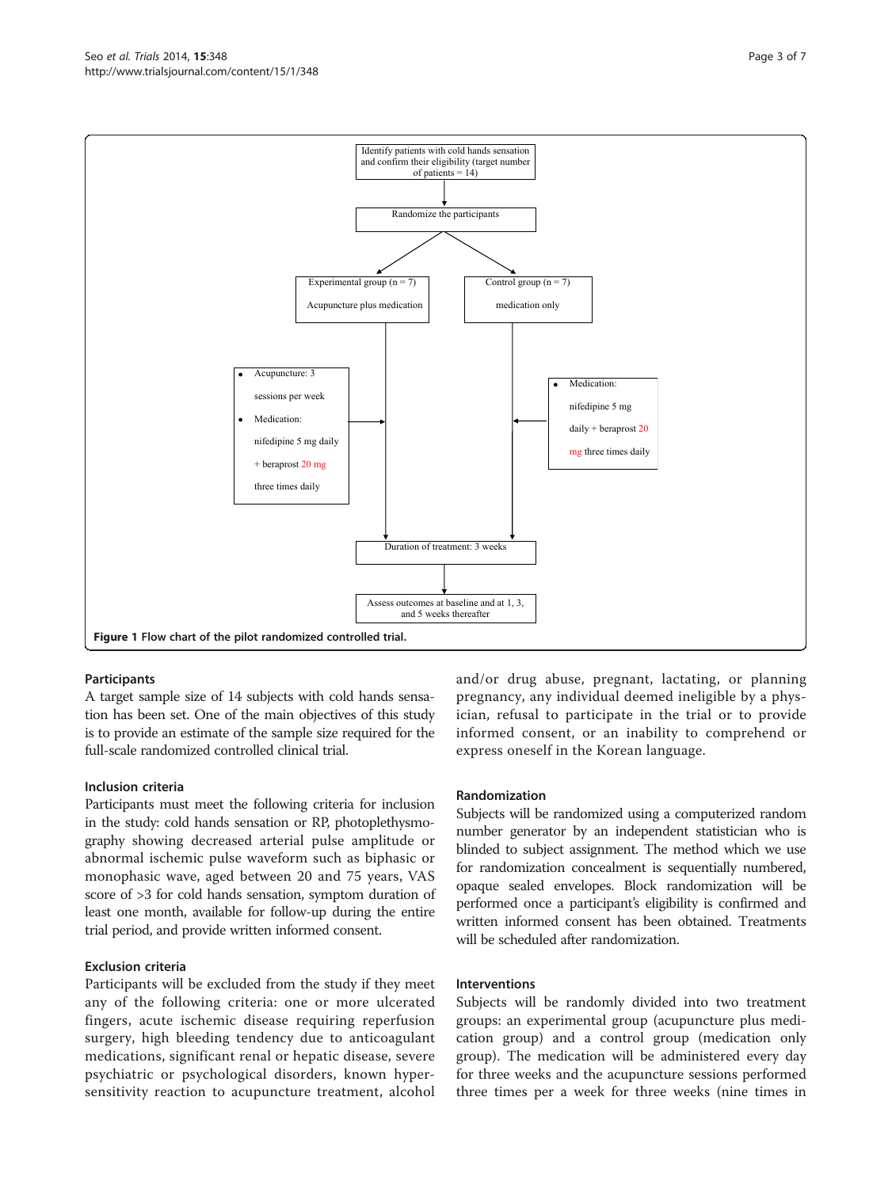Identify patients with cold hands sensation and confirm their eligibility (target number of patients = 14)

↓

Randomize the participants

↓

| Experimental group (n = 7) | Control group (n = 7) |
|---|---|
| Acupuncture plus medication | medication only |
| • Acupuncture: 3 sessions per week<br>• Medication: nifedipine 5 mg daily + beraprost 20 mg three times daily | • Medication: nifedipine 5 mg daily + beraprost 20 mg three times daily |

↓

Duration of treatment: 3 weeks

↓

Assess outcomes at baseline and at 1, 3, and 5 weeks thereafter

**Figure 1** Flow chart of the pilot randomized controlled trial.

### Participants

A target sample size of 14 subjects with cold hands sensation has been set. One of the main objectives of this study is to provide an estimate of the sample size required for the full-scale randomized controlled clinical trial.

### Inclusion criteria

Participants must meet the following criteria for inclusion in the study: cold hands sensation or RP, photoplethysmography showing decreased arterial pulse amplitude or abnormal ischemic pulse waveform such as biphasic or monophasic wave, aged between 20 and 75 years, VAS score of >3 for cold hands sensation, symptom duration of least one month, available for follow-up during the entire trial period, and provide written informed consent.

### Exclusion criteria

Participants will be excluded from the study if they meet any of the following criteria: one or more ulcerated fingers, acute ischemic disease requiring reperfusion surgery, high bleeding tendency due to anticoagulant medications, significant renal or hepatic disease, severe psychiatric or psychological disorders, known hypersensitivity reaction to acupuncture treatment, alcohol and/or drug abuse, pregnant, lactating, or planning pregnancy, any individual deemed ineligible by a physician, refusal to participate in the trial or to provide informed consent, or an inability to comprehend or express oneself in the Korean language.

### Randomization

Subjects will be randomized using a computerized random number generator by an independent statistician who is blinded to subject assignment. The method which we use for randomization concealment is sequentially numbered, opaque sealed envelopes. Block randomization will be performed once a participant's eligibility is confirmed and written informed consent has been obtained. Treatments will be scheduled after randomization.

### Interventions

Subjects will be randomly divided into two treatment groups: an experimental group (acupuncture plus medication group) and a control group (medication only group). The medication will be administered every day for three weeks and the acupuncture sessions performed three times per a week for three weeks (nine times in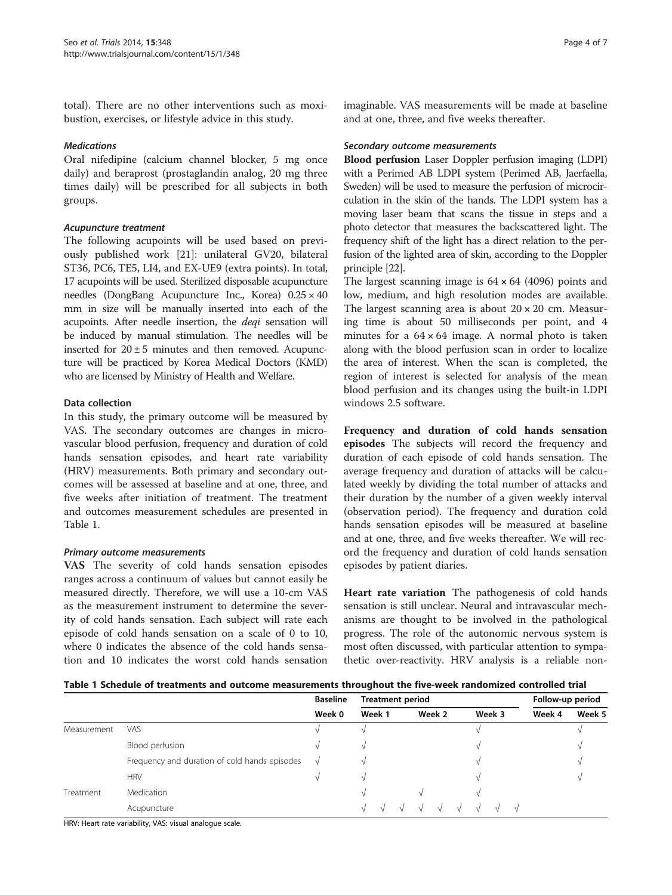total). There are no other interventions such as moxibustion, exercises, or lifestyle advice in this study.

#### *Medications*

Oral nifedipine (calcium channel blocker, 5 mg once daily) and beraprost (prostaglandin analog, 20 mg three times daily) will be prescribed for all subjects in both groups.

#### *Acupuncture treatment*

The following acupoints will be used based on previously published work [21]: unilateral GV20, bilateral ST36, PC6, TE5, LI4, and EX-UE9 (extra points). In total, 17 acupoints will be used. Sterilized disposable acupuncture needles (DongBang Acupuncture Inc., Korea) 0.25 × 40 mm in size will be manually inserted into each of the acupoints. After needle insertion, the *deqi* sensation will be induced by manual stimulation. The needles will be inserted for 20 ± 5 minutes and then removed. Acupuncture will be practiced by Korea Medical Doctors (KMD) who are licensed by Ministry of Health and Welfare.

### Data collection

In this study, the primary outcome will be measured by VAS. The secondary outcomes are changes in microvascular blood perfusion, frequency and duration of cold hands sensation episodes, and heart rate variability (HRV) measurements. Both primary and secondary outcomes will be assessed at baseline and at one, three, and five weeks after initiation of treatment. The treatment and outcomes measurement schedules are presented in Table 1.

#### *Primary outcome measurements*

**VAS** The severity of cold hands sensation episodes ranges across a continuum of values but cannot easily be measured directly. Therefore, we will use a 10-cm VAS as the measurement instrument to determine the severity of cold hands sensation. Each subject will rate each episode of cold hands sensation on a scale of 0 to 10, where 0 indicates the absence of the cold hands sensation and 10 indicates the worst cold hands sensation imaginable. VAS measurements will be made at baseline and at one, three, and five weeks thereafter.

#### *Secondary outcome measurements*

**Blood perfusion** Laser Doppler perfusion imaging (LDPI) with a Perimed AB LDPI system (Perimed AB, Jaerfaella, Sweden) will be used to measure the perfusion of microcirculation in the skin of the hands. The LDPI system has a moving laser beam that scans the tissue in steps and a photo detector that measures the backscattered light. The frequency shift of the light has a direct relation to the perfusion of the lighted area of skin, according to the Doppler principle [22].

The largest scanning image is 64 × 64 (4096) points and low, medium, and high resolution modes are available. The largest scanning area is about 20 × 20 cm. Measuring time is about 50 milliseconds per point, and 4 minutes for a 64 × 64 image. A normal photo is taken along with the blood perfusion scan in order to localize the area of interest. When the scan is completed, the region of interest is selected for analysis of the mean blood perfusion and its changes using the built-in LDPI windows 2.5 software.

**Frequency and duration of cold hands sensation episodes** The subjects will record the frequency and duration of each episode of cold hands sensation. The average frequency and duration of attacks will be calculated weekly by dividing the total number of attacks and their duration by the number of a given weekly interval (observation period). The frequency and duration cold hands sensation episodes will be measured at baseline and at one, three, and five weeks thereafter. We will record the frequency and duration of cold hands sensation episodes by patient diaries.

**Heart rate variation** The pathogenesis of cold hands sensation is still unclear. Neural and intravascular mechanisms are thought to be involved in the pathological progress. The role of the autonomic nervous system is most often discussed, with particular attention to sympathetic over-reactivity. HRV analysis is a reliable non-

**Table 1 Schedule of treatments and outcome measurements throughout the five-week randomized controlled trial**

| | | Baseline | Treatment period | | | | | | | | | Follow-up period | |
|---|---|---|---|---|---|---|---|---|---|---|---|---|---|
| | | Week 0 | Week 1 | | | Week 2 | | | Week 3 | | | Week 4 | Week 5 |
| Measurement | VAS | √ | √ | | | | | | √ | | | | √ |
| | Blood perfusion | √ | √ | | | | | | √ | | | | √ |
| | Frequency and duration of cold hands episodes | √ | √ | | | | | | √ | | | | √ |
| | HRV | √ | √ | | | | | | √ | | | | √ |
| Treatment | Medication | | √ | | | √ | | | √ | | | | |
| | Acupuncture | | √ | √ | √ | √ | √ | √ | √ | √ | √ | | |

HRV: Heart rate variability, VAS: visual analogue scale.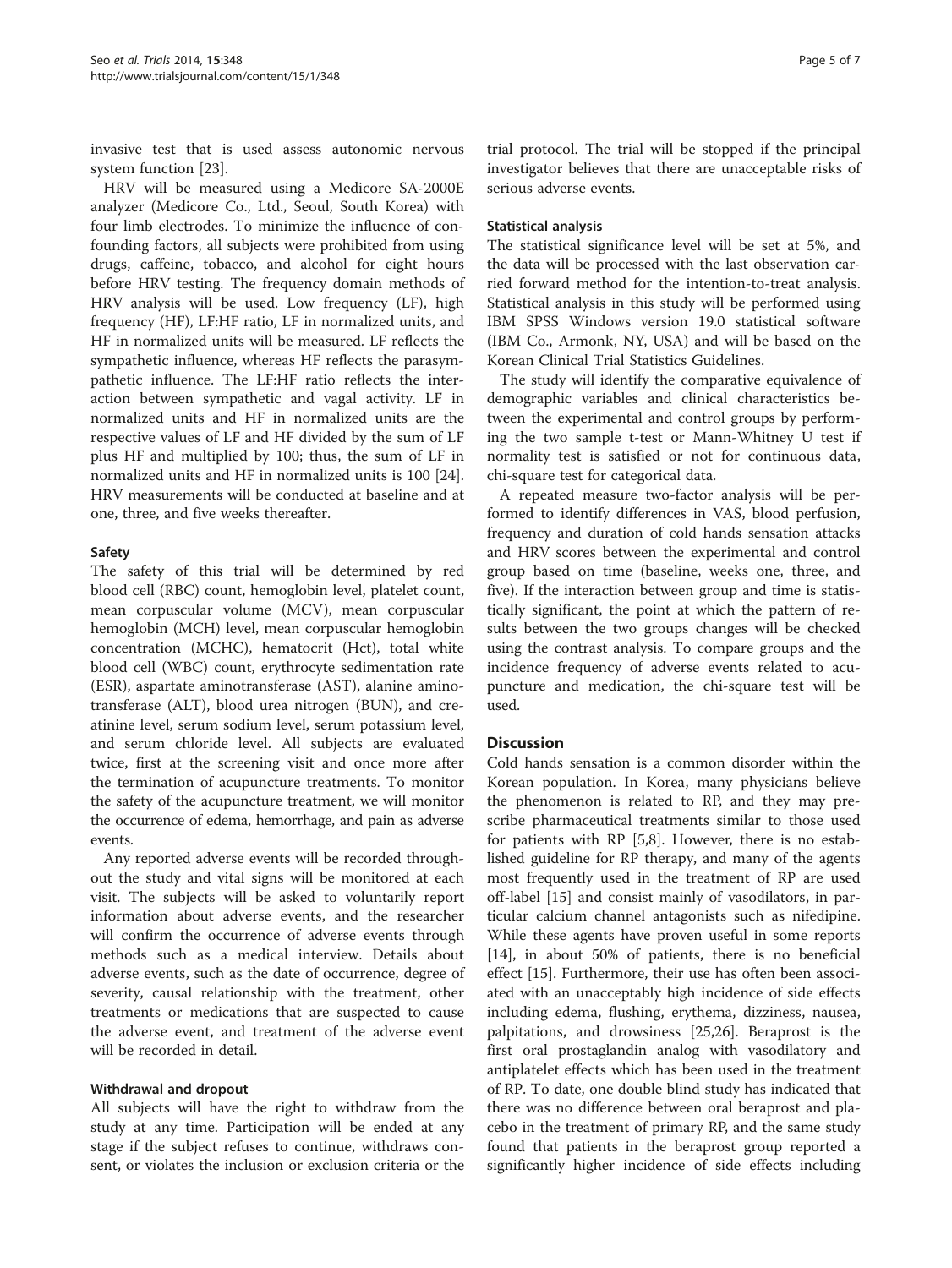invasive test that is used assess autonomic nervous system function [23].

HRV will be measured using a Medicore SA-2000E analyzer (Medicore Co., Ltd., Seoul, South Korea) with four limb electrodes. To minimize the influence of confounding factors, all subjects were prohibited from using drugs, caffeine, tobacco, and alcohol for eight hours before HRV testing. The frequency domain methods of HRV analysis will be used. Low frequency (LF), high frequency (HF), LF:HF ratio, LF in normalized units, and HF in normalized units will be measured. LF reflects the sympathetic influence, whereas HF reflects the parasympathetic influence. The LF:HF ratio reflects the interaction between sympathetic and vagal activity. LF in normalized units and HF in normalized units are the respective values of LF and HF divided by the sum of LF plus HF and multiplied by 100; thus, the sum of LF in normalized units and HF in normalized units is 100 [24]. HRV measurements will be conducted at baseline and at one, three, and five weeks thereafter.

### Safety

The safety of this trial will be determined by red blood cell (RBC) count, hemoglobin level, platelet count, mean corpuscular volume (MCV), mean corpuscular hemoglobin (MCH) level, mean corpuscular hemoglobin concentration (MCHC), hematocrit (Hct), total white blood cell (WBC) count, erythrocyte sedimentation rate (ESR), aspartate aminotransferase (AST), alanine aminotransferase (ALT), blood urea nitrogen (BUN), and creatinine level, serum sodium level, serum potassium level, and serum chloride level. All subjects are evaluated twice, first at the screening visit and once more after the termination of acupuncture treatments. To monitor the safety of the acupuncture treatment, we will monitor the occurrence of edema, hemorrhage, and pain as adverse events.

Any reported adverse events will be recorded throughout the study and vital signs will be monitored at each visit. The subjects will be asked to voluntarily report information about adverse events, and the researcher will confirm the occurrence of adverse events through methods such as a medical interview. Details about adverse events, such as the date of occurrence, degree of severity, causal relationship with the treatment, other treatments or medications that are suspected to cause the adverse event, and treatment of the adverse event will be recorded in detail.

### Withdrawal and dropout

All subjects will have the right to withdraw from the study at any time. Participation will be ended at any stage if the subject refuses to continue, withdraws consent, or violates the inclusion or exclusion criteria or the trial protocol. The trial will be stopped if the principal investigator believes that there are unacceptable risks of serious adverse events.

### Statistical analysis

The statistical significance level will be set at 5%, and the data will be processed with the last observation carried forward method for the intention-to-treat analysis. Statistical analysis in this study will be performed using IBM SPSS Windows version 19.0 statistical software (IBM Co., Armonk, NY, USA) and will be based on the Korean Clinical Trial Statistics Guidelines.

The study will identify the comparative equivalence of demographic variables and clinical characteristics between the experimental and control groups by performing the two sample t-test or Mann-Whitney U test if normality test is satisfied or not for continuous data, chi-square test for categorical data.

A repeated measure two-factor analysis will be performed to identify differences in VAS, blood perfusion, frequency and duration of cold hands sensation attacks and HRV scores between the experimental and control group based on time (baseline, weeks one, three, and five). If the interaction between group and time is statistically significant, the point at which the pattern of results between the two groups changes will be checked using the contrast analysis. To compare groups and the incidence frequency of adverse events related to acupuncture and medication, the chi-square test will be used.

## Discussion

Cold hands sensation is a common disorder within the Korean population. In Korea, many physicians believe the phenomenon is related to RP, and they may prescribe pharmaceutical treatments similar to those used for patients with RP [5,8]. However, there is no established guideline for RP therapy, and many of the agents most frequently used in the treatment of RP are used off-label [15] and consist mainly of vasodilators, in particular calcium channel antagonists such as nifedipine. While these agents have proven useful in some reports [14], in about 50% of patients, there is no beneficial effect [15]. Furthermore, their use has often been associated with an unacceptably high incidence of side effects including edema, flushing, erythema, dizziness, nausea, palpitations, and drowsiness [25,26]. Beraprost is the first oral prostaglandin analog with vasodilatory and antiplatelet effects which has been used in the treatment of RP. To date, one double blind study has indicated that there was no difference between oral beraprost and placebo in the treatment of primary RP, and the same study found that patients in the beraprost group reported a significantly higher incidence of side effects including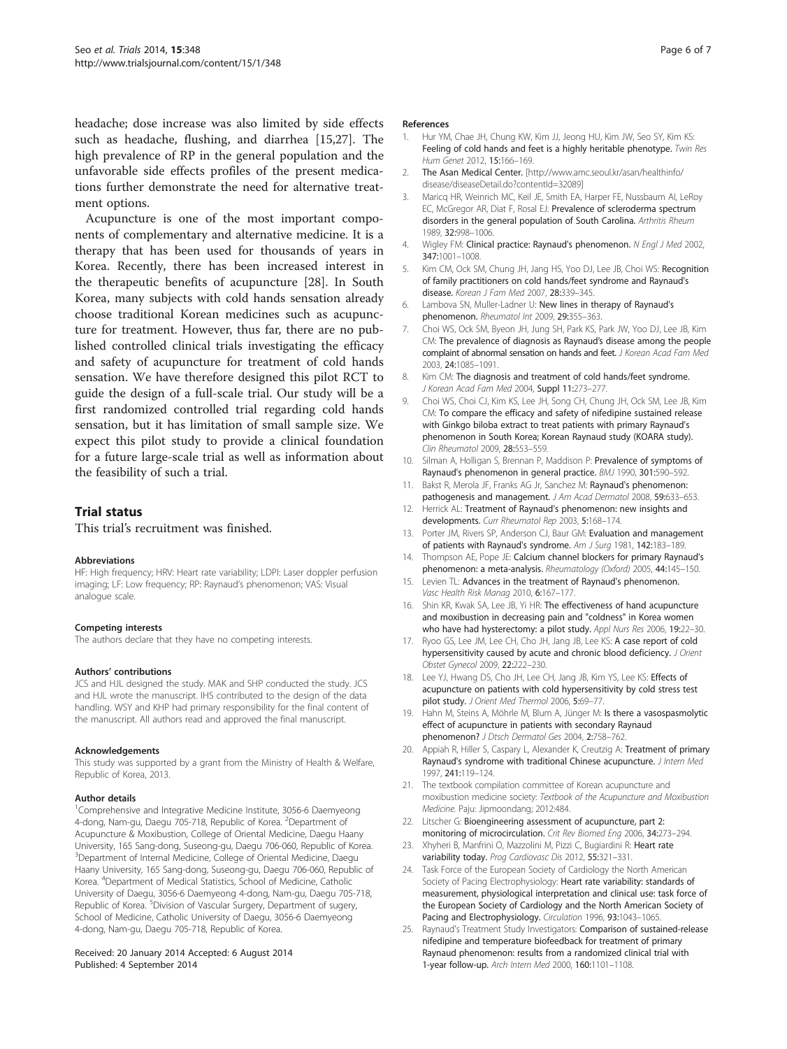headache; dose increase was also limited by side effects such as headache, flushing, and diarrhea [15,27]. The high prevalence of RP in the general population and the unfavorable side effects profiles of the present medications further demonstrate the need for alternative treatment options.

Acupuncture is one of the most important components of complementary and alternative medicine. It is a therapy that has been used for thousands of years in Korea. Recently, there has been increased interest in the therapeutic benefits of acupuncture [28]. In South Korea, many subjects with cold hands sensation already choose traditional Korean medicines such as acupuncture for treatment. However, thus far, there are no published controlled clinical trials investigating the efficacy and safety of acupuncture for treatment of cold hands sensation. We have therefore designed this pilot RCT to guide the design of a full-scale trial. Our study will be a first randomized controlled trial regarding cold hands sensation, but it has limitation of small sample size. We expect this pilot study to provide a clinical foundation for a future large-scale trial as well as information about the feasibility of such a trial.

## Trial status

This trial's recruitment was finished.

#### Abbreviations

HF: High frequency; HRV: Heart rate variability; LDPI: Laser doppler perfusion imaging; LF: Low frequency; RP: Raynaud's phenomenon; VAS: Visual analogue scale.

#### Competing interests

The authors declare that they have no competing interests.

#### Authors' contributions

JCS and HJL designed the study. MAK and SHP conducted the study. JCS and HJL wrote the manuscript. IHS contributed to the design of the data handling. WSY and KHP had primary responsibility for the final content of the manuscript. All authors read and approved the final manuscript.

#### Acknowledgements

This study was supported by a grant from the Ministry of Health & Welfare, Republic of Korea, 2013.

#### Author details

[1]Comprehensive and Integrative Medicine Institute, 3056-6 Daemyeong 4-dong, Nam-gu, Daegu 705-718, Republic of Korea. [2]Department of Acupuncture & Moxibustion, College of Oriental Medicine, Daegu Haany University, 165 Sang-dong, Suseong-gu, Daegu 706-060, Republic of Korea. [3]Department of Internal Medicine, College of Oriental Medicine, Daegu Haany University, 165 Sang-dong, Suseong-gu, Daegu 706-060, Republic of Korea. [4]Department of Medical Statistics, School of Medicine, Catholic University of Daegu, 3056-6 Daemyeong 4-dong, Nam-gu, Daegu 705-718, Republic of Korea. [5]Division of Vascular Surgery, Department of sugery, School of Medicine, Catholic University of Daegu, 3056-6 Daemyeong 4-dong, Nam-gu, Daegu 705-718, Republic of Korea.

Received: 20 January 2014 Accepted: 6 August 2014
Published: 4 September 2014

#### References

1. Hur YM, Chae JH, Chung KW, Kim JJ, Jeong HU, Kim JW, Seo SY, Kim KS: **Feeling of cold hands and feet is a highly heritable phenotype.** *Twin Res Hum Genet* 2012, **15**:166–169.
2. The Asan Medical Center. [http://www.amc.seoul.kr/asan/healthinfo/disease/diseaseDetail.do?contentId=32089]
3. Maricq HR, Weinrich MC, Keil JE, Smith EA, Harper FE, Nussbaum AI, LeRoy EC, McGregor AR, Diat F, Rosal EJ: **Prevalence of scleroderma spectrum disorders in the general population of South Carolina.** *Arthritis Rheum* 1989, **32**:998–1006.
4. Wigley FM: **Clinical practice: Raynaud's phenomenon.** *N Engl J Med* 2002, **347**:1001–1008.
5. Kim CM, Ock SM, Chung JH, Jang HS, Yoo DJ, Lee JB, Choi WS: **Recognition of family practitioners on cold hands/feet syndrome and Raynaud's disease.** *Korean J Fam Med* 2007, **28**:339–345.
6. Lambova SN, Muller-Ladner U: **New lines in therapy of Raynaud's phenomenon.** *Rheumatol Int* 2009, **29**:355–363.
7. Choi WS, Ock SM, Byeon JH, Jung SH, Park KS, Park JW, Yoo DJ, Lee JB, Kim CM: **The prevalence of diagnosis as Raynaud's disease among the people complaint of abnormal sensation on hands and feet.** *J Korean Acad Fam Med* 2003, **24**:1085–1091.
8. Kim CM: **The diagnosis and treatment of cold hands/feet syndrome.** *J Korean Acad Fam Med* 2004, **Suppl 11**:273–277.
9. Choi WS, Choi CJ, Kim KS, Lee JH, Song CH, Chung JH, Ock SM, Lee JB, Kim CM: **To compare the efficacy and safety of nifedipine sustained release with Ginkgo biloba extract to treat patients with primary Raynaud's phenomenon in South Korea; Korean Raynaud study (KOARA study).** *Clin Rheumatol* 2009, **28**:553–559.
10. Silman A, Holligan S, Brennan P, Maddison P: **Prevalence of symptoms of Raynaud's phenomenon in general practice.** *BMJ* 1990, **301**:590–592.
11. Bakst R, Merola JF, Franks AG Jr, Sanchez M: **Raynaud's phenomenon: pathogenesis and management.** *J Am Acad Dermatol* 2008, **59**:633–653.
12. Herrick AL: **Treatment of Raynaud's phenomenon: new insights and developments.** *Curr Rheumatol Rep* 2003, **5**:168–174.
13. Porter JM, Rivers SP, Anderson CJ, Baur GM: **Evaluation and management of patients with Raynaud's syndrome.** *Am J Surg* 1981, **142**:183–189.
14. Thompson AE, Pope JE: **Calcium channel blockers for primary Raynaud's phenomenon: a meta-analysis.** *Rheumatology (Oxford)* 2005, **44**:145–150.
15. Levien TL: **Advances in the treatment of Raynaud's phenomenon.** *Vasc Health Risk Manag* 2010, **6**:167–177.
16. Shin KR, Kwak SA, Lee JB, Yi HR: **The effectiveness of hand acupuncture and moxibustion in decreasing pain and "coldness" in Korea women who have had hysterectomy: a pilot study.** *Appl Nurs Res* 2006, **19**:22–30.
17. Ryoo GS, Lee JM, Lee CH, Cho JH, Jang JB, Lee KS: **A case report of cold hypersensitivity caused by acute and chronic blood deficiency.** *J Orient Obstet Gynecol* 2009, **22**:222–230.
18. Lee YJ, Hwang DS, Cho JH, Lee CH, Jang JB, Kim YS, Lee KS: **Effects of acupuncture on patients with cold hypersensitivity by cold stress test pilot study.** *J Orient Med Thermol* 2006, **5**:69–77.
19. Hahn M, Steins A, Möhrle M, Blum A, Jünger M: **Is there a vasospasmolytic effect of acupuncture in patients with secondary Raynaud phenomenon?** *J Dtsch Dermatol Ges* 2004, **2**:758–762.
20. Appiah R, Hiller S, Caspary L, Alexander K, Creutzig A: **Treatment of primary Raynaud's syndrome with traditional Chinese acupuncture.** *J Intern Med* 1997, **241**:119–124.
21. The textbook compilation committee of Korean acupuncture and moxibustion medicine society: *Textbook of the Acupuncture and Moxibustion Medicine.* Paju: Jipmoondang; 2012:484.
22. Litscher G: **Bioengineering assessment of acupuncture, part 2: monitoring of microcirculation.** *Crit Rev Biomed Eng* 2006, **34**:273–294.
23. Xhyheri B, Manfrini O, Mazzolini M, Pizzi C, Bugiardini R: **Heart rate variability today.** *Prog Cardiovasc Dis* 2012, **55**:321–331.
24. Task Force of the European Society of Cardiology the North American Society of Pacing Electrophysiology: **Heart rate variability: standards of measurement, physiological interpretation and clinical use: task force of the European Society of Cardiology and the North American Society of Pacing and Electrophysiology.** *Circulation* 1996, **93**:1043–1065.
25. Raynaud's Treatment Study Investigators: **Comparison of sustained-release nifedipine and temperature biofeedback for treatment of primary Raynaud phenomenon: results from a randomized clinical trial with 1-year follow-up.** *Arch Intern Med* 2000, **160**:1101–1108.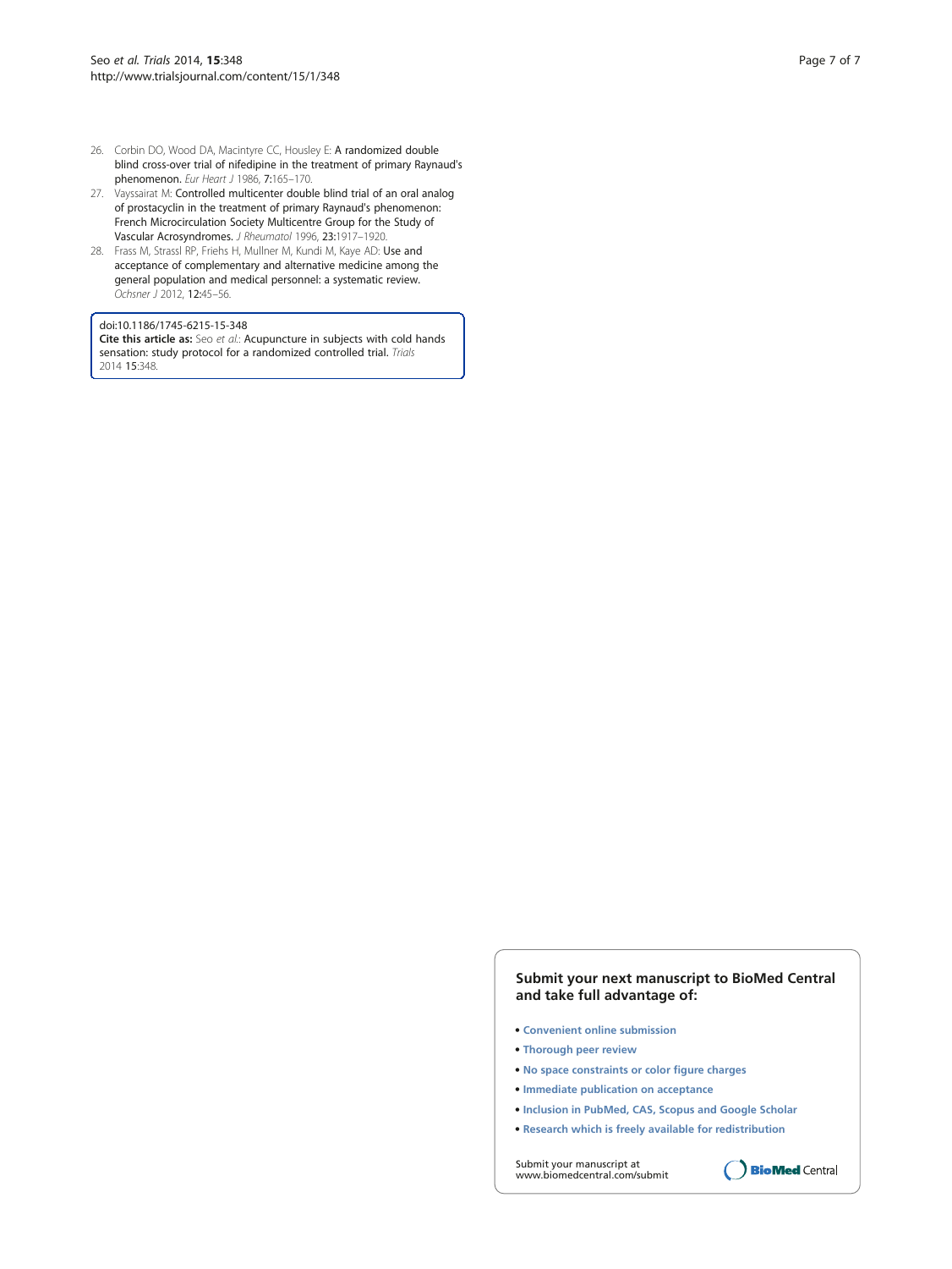26. Corbin DO, Wood DA, Macintyre CC, Housley E: **A randomized double blind cross-over trial of nifedipine in the treatment of primary Raynaud's phenomenon.** *Eur Heart J* 1986, **7**:165–170.
27. Vayssairat M: **Controlled multicenter double blind trial of an oral analog of prostacyclin in the treatment of primary Raynaud's phenomenon: French Microcirculation Society Multicentre Group for the Study of Vascular Acrosyndromes.** *J Rheumatol* 1996, **23**:1917–1920.
28. Frass M, Strassl RP, Friehs H, Mullner M, Kundi M, Kaye AD: **Use and acceptance of complementary and alternative medicine among the general population and medical personnel: a systematic review.** *Ochsner J* 2012, **12**:45–56.

doi:10.1186/1745-6215-15-348

**Cite this article as:** Seo *et al.*: Acupuncture in subjects with cold hands sensation: study protocol for a randomized controlled trial. *Trials* 2014 **15**:348.

**Submit your next manuscript to BioMed Central and take full advantage of:**

- **Convenient online submission**
- **Thorough peer review**
- **No space constraints or color figure charges**
- **Immediate publication on acceptance**
- **Inclusion in PubMed, CAS, Scopus and Google Scholar**
- **Research which is freely available for redistribution**

Submit your manuscript at
www.biomedcentral.com/submit

BioMed Central